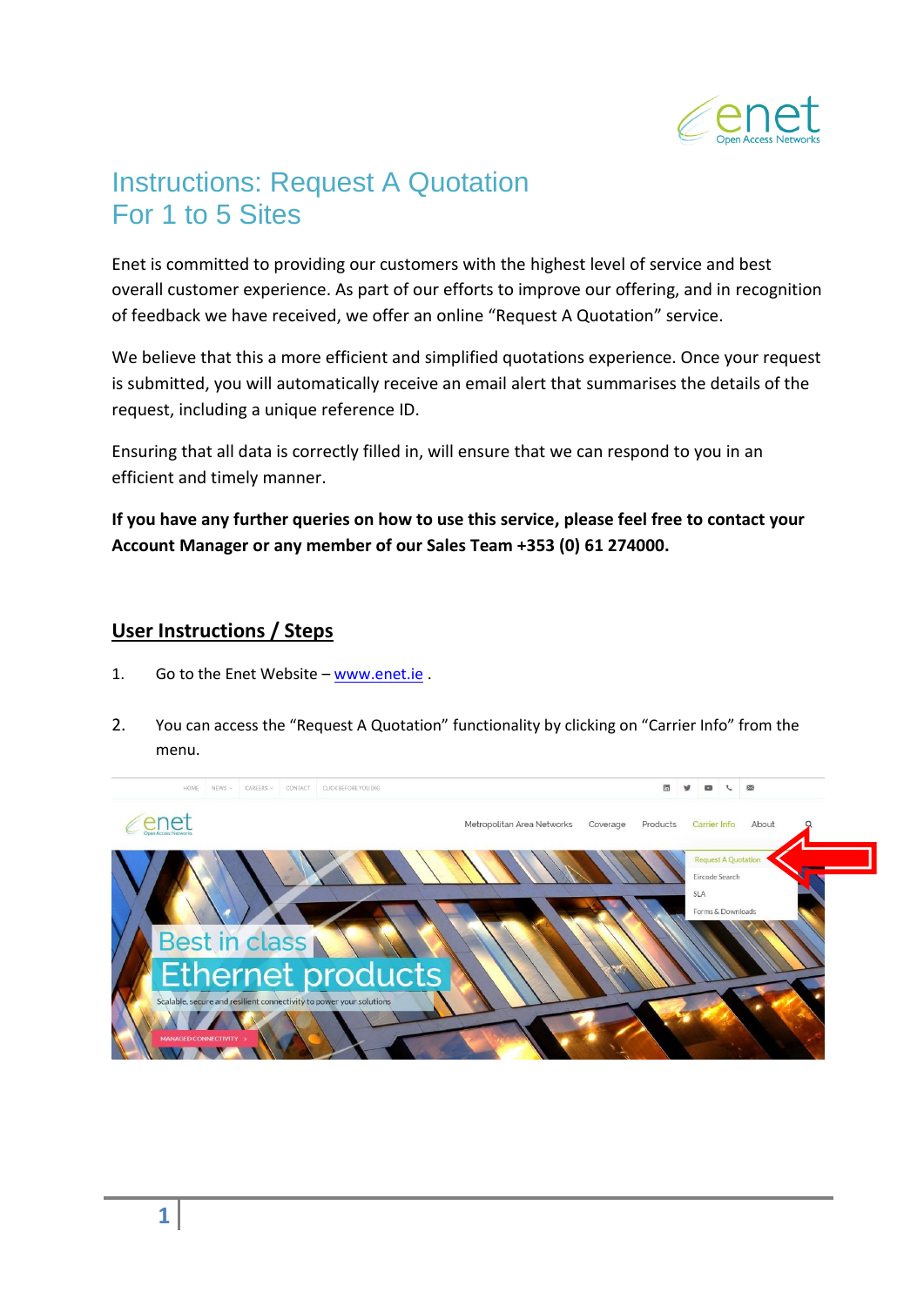# Instructions: Request A Quotation For 1 to 5 Sites

Enet is committed to providing our customers with the highest level of service and best overall customer experience. As part of our efforts to improve our offering, and in recognition of feedback we have received, we offer an online “Request A Quotation” service.

We believe that this a more efficient and simplified quotations experience. Once your request is submitted, you will automatically receive an email alert that summarises the details of the request, including a unique reference ID.

Ensuring that all data is correctly filled in, will ensure that we can respond to you in an efficient and timely manner.

**If you have any further queries on how to use this service, please feel free to contact your Account Manager or any member of our Sales Team +353 (0) 61 274000.**

## User Instructions / Steps

1. Go to the Enet Website – [www.enet.ie](http://www.enet.ie) .

2. You can access the “Request A Quotation” functionality by clicking on “Carrier Info” from the menu.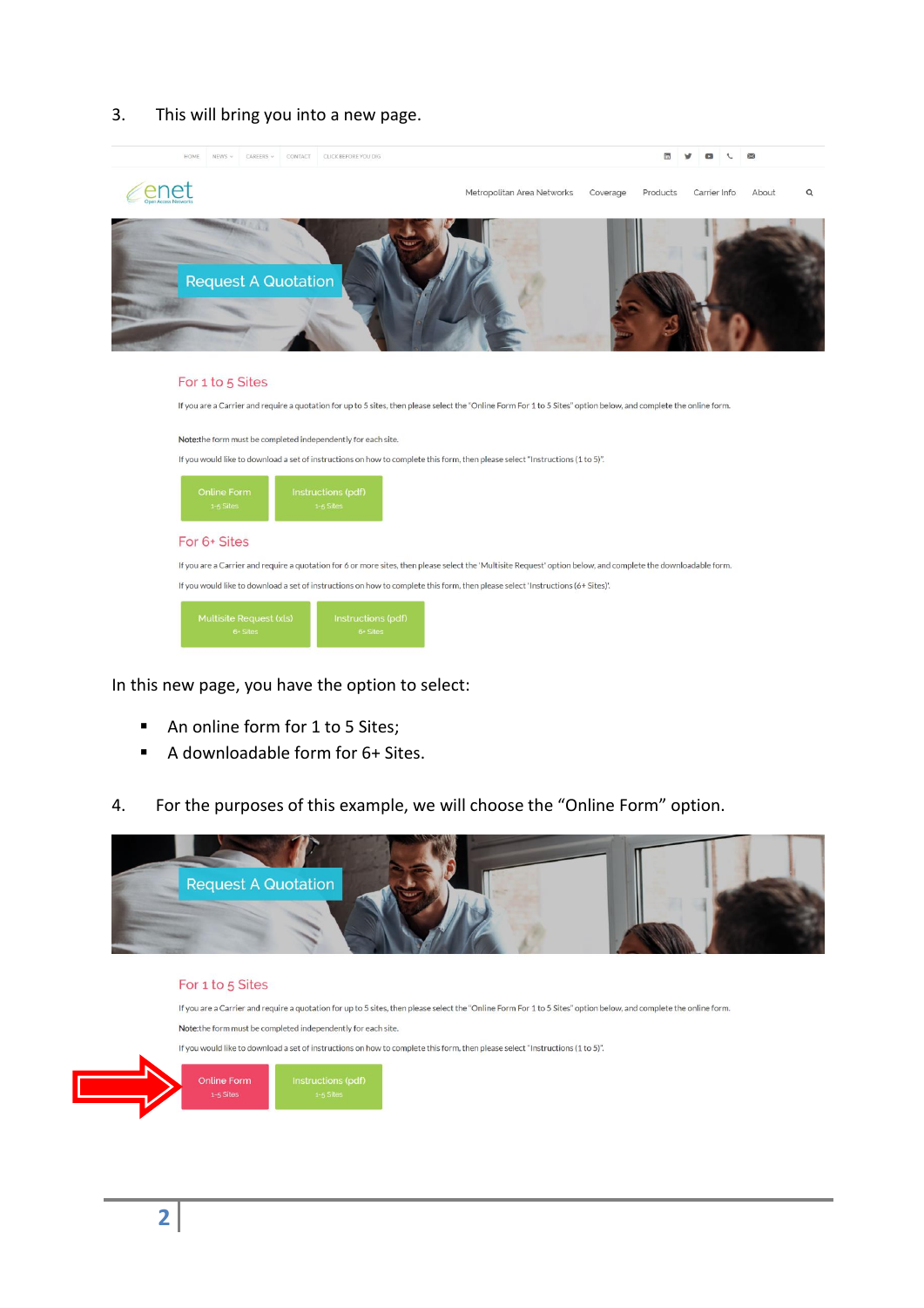3. This will bring you into a new page.

HOME NEWS CAREERS CONTACT CLICK BEFORE YOU DIG

enet Open Access Networks

Metropolitan Area Networks Coverage Products Carrier Info About

Request A Quotation

For 1 to 5 Sites

If you are a Carrier and require a quotation for up to 5 sites, then please select the "Online Form For 1 to 5 Sites" option below, and complete the online form.

Note:the form must be completed independently for each site.

If you would like to download a set of instructions on how to complete this form, then please select "Instructions (1 to 5)".

Online Form 1-5 Sites | Instructions (pdf) 1-5 Sites

For 6+ Sites

If you are a Carrier and require a quotation for 6 or more sites, then please select the 'Multisite Request' option below, and complete the downloadable form.

If you would like to download a set of instructions on how to complete this form, then please select 'Instructions (6+ Sites)'.

Multisite Request (xls) 6+ Sites | Instructions (pdf) 6+ Sites

In this new page, you have the option to select:

- An online form for 1 to 5 Sites;
- A downloadable form for 6+ Sites.

4. For the purposes of this example, we will choose the "Online Form" option.

Request A Quotation

For 1 to 5 Sites

If you are a Carrier and require a quotation for up to 5 sites, then please select the "Online Form For 1 to 5 Sites" option below, and complete the online form.

Note:the form must be completed independently for each site.

If you would like to download a set of instructions on how to complete this form, then please select "Instructions (1 to 5)".

Online Form 1-5 Sites | Instructions (pdf) 1-5 Sites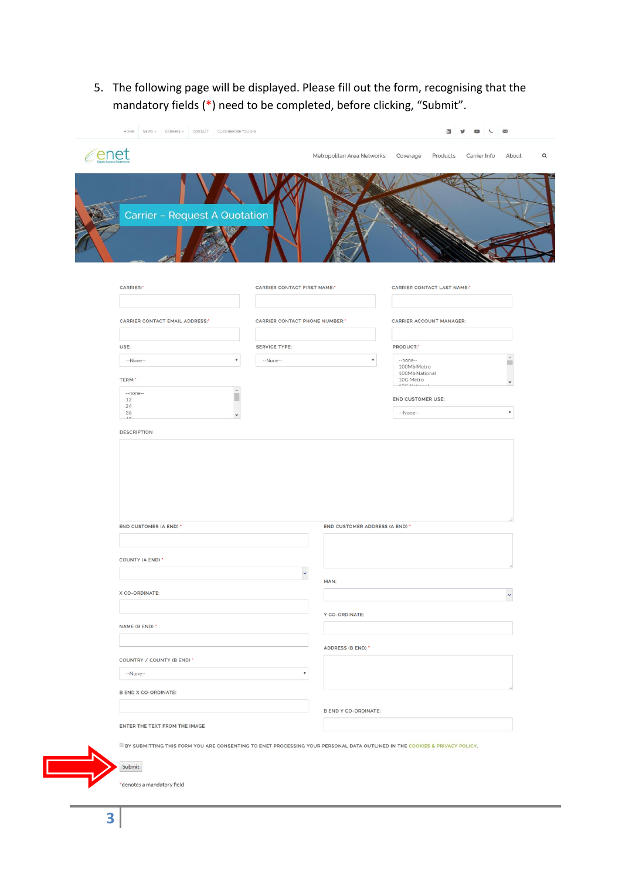5. The following page will be displayed. Please fill out the form, recognising that the mandatory fields (*) need to be completed, before clicking, “Submit”.

HOME NEWS CAREERS CONTACT CLICK BEFORE YOU DIG

enet
Open Access Networks

Metropolitan Area Networks Coverage Products Carrier Info About

Carrier – Request A Quotation

CARRIER:*

CARRIER CONTACT FIRST NAME:*

CARRIER CONTACT LAST NAME:*

CARRIER CONTACT EMAIL ADDRESS:*

CARRIER CONTACT PHONE NUMBER:*

CARRIER ACCOUNT MANAGER:

USE:
--None--

SERVICE TYPE:
--None--

PRODUCT:*
--none--
100Mb Metro
100Mb National
10G Metro

TERM:*
--none--
12
24
36

END CUSTOMER USE:
--None--

DESCRIPTION

END CUSTOMER (A END) *

END CUSTOMER ADDRESS (A END) *

COUNTY (A END) *

MAN:

X CO-ORDINATE:

Y CO-ORDINATE:

NAME (B END) *

ADDRESS (B END) *

COUNTRY / COUNTY (B END) *
--None--

B END X CO-ORDINATE:

B END Y CO-ORDINATE:

ENTER THE TEXT FROM THE IMAGE

BY SUBMITTING THIS FORM YOU ARE CONSENTING TO ENET PROCESSING YOUR PERSONAL DATA OUTLINED IN THE COOKIES & PRIVACY POLICY.

Submit

*denotes a mandatory field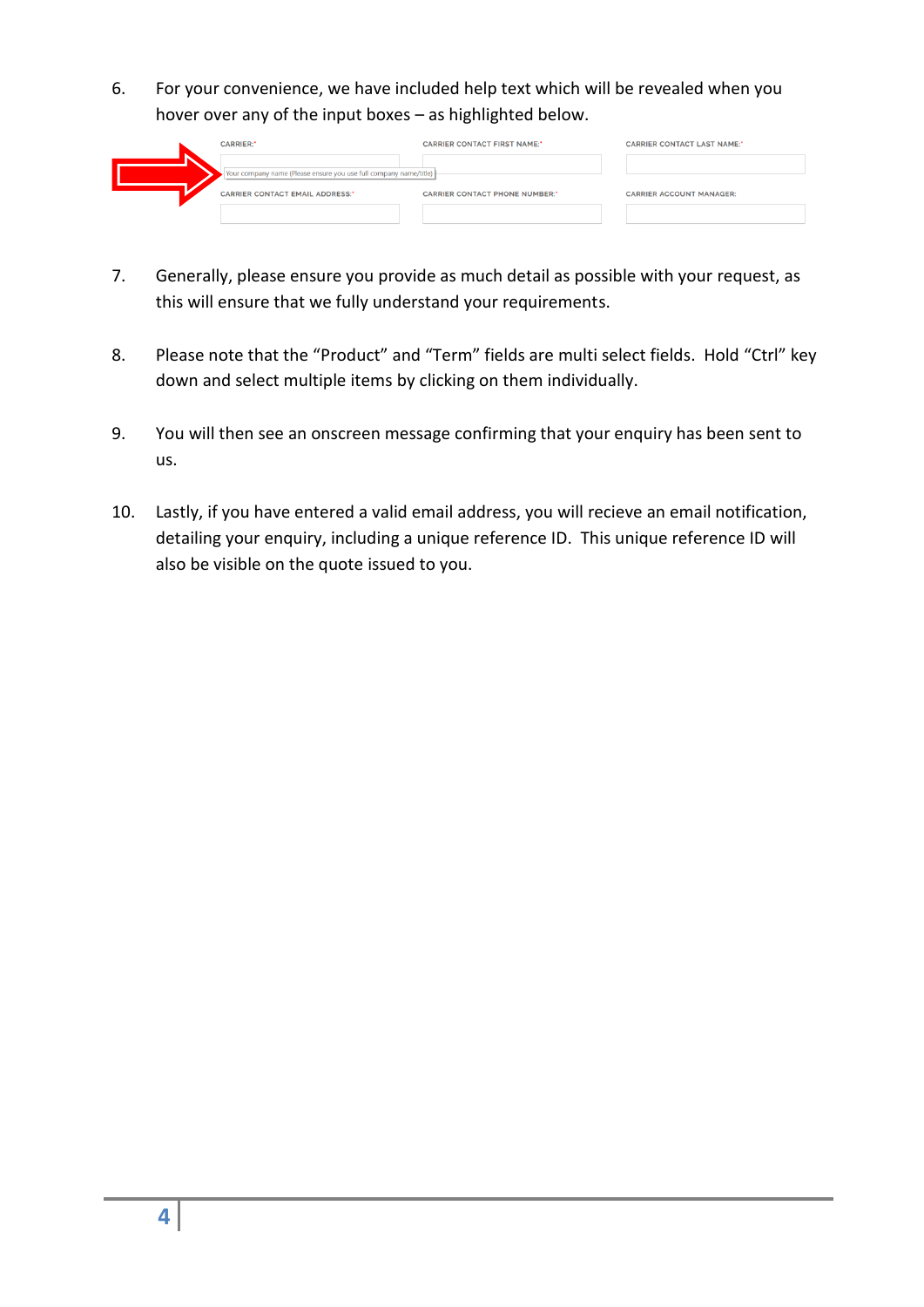6. For your convenience, we have included help text which will be revealed when you hover over any of the input boxes – as highlighted below.

CARRIER:*

Your company name (Please ensure you use full company name/title)

CARRIER CONTACT FIRST NAME:*

CARRIER CONTACT LAST NAME:*

CARRIER CONTACT EMAIL ADDRESS:*

CARRIER CONTACT PHONE NUMBER:*

CARRIER ACCOUNT MANAGER:

7. Generally, please ensure you provide as much detail as possible with your request, as this will ensure that we fully understand your requirements.

8. Please note that the “Product” and “Term” fields are multi select fields. Hold “Ctrl” key down and select multiple items by clicking on them individually.

9. You will then see an onscreen message confirming that your enquiry has been sent to us.

10. Lastly, if you have entered a valid email address, you will recieve an email notification, detailing your enquiry, including a unique reference ID. This unique reference ID will also be visible on the quote issued to you.